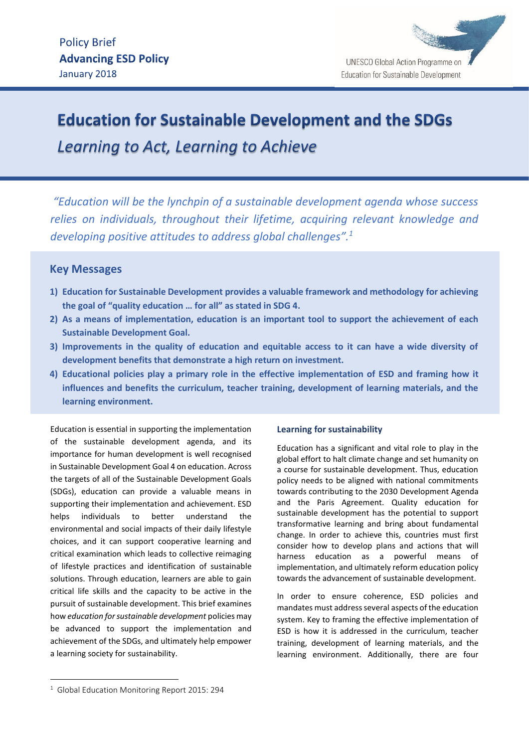Policy Brief
**Advancing ESD Policy**
January 2018

UNESCO Global Action Programme on Education for Sustainable Development

# Education for Sustainable Development and the SDGs

## *Learning to Act, Learning to Achieve*

*"Education will be the lynchpin of a sustainable development agenda whose success relies on individuals, throughout their lifetime, acquiring relevant knowledge and developing positive attitudes to address global challenges".*[1]

### Key Messages

1) **Education for Sustainable Development provides a valuable framework and methodology for achieving the goal of "quality education … for all" as stated in SDG 4.**
2) **As a means of implementation, education is an important tool to support the achievement of each Sustainable Development Goal.**
3) **Improvements in the quality of education and equitable access to it can have a wide diversity of development benefits that demonstrate a high return on investment.**
4) **Educational policies play a primary role in the effective implementation of ESD and framing how it influences and benefits the curriculum, teacher training, development of learning materials, and the learning environment.**

Education is essential in supporting the implementation of the sustainable development agenda, and its importance for human development is well recognised in Sustainable Development Goal 4 on education. Across the targets of all of the Sustainable Development Goals (SDGs), education can provide a valuable means in supporting their implementation and achievement. ESD helps individuals to better understand the environmental and social impacts of their daily lifestyle choices, and it can support cooperative learning and critical examination which leads to collective reimaging of lifestyle practices and identification of sustainable solutions. Through education, learners are able to gain critical life skills and the capacity to be active in the pursuit of sustainable development. This brief examines how *education for sustainable development* policies may be advanced to support the implementation and achievement of the SDGs, and ultimately help empower a learning society for sustainability.

#### Learning for sustainability

Education has a significant and vital role to play in the global effort to halt climate change and set humanity on a course for sustainable development. Thus, education policy needs to be aligned with national commitments towards contributing to the 2030 Development Agenda and the Paris Agreement. Quality education for sustainable development has the potential to support transformative learning and bring about fundamental change. In order to achieve this, countries must first consider how to develop plans and actions that will harness education as a powerful means of implementation, and ultimately reform education policy towards the advancement of sustainable development.

In order to ensure coherence, ESD policies and mandates must address several aspects of the education system. Key to framing the effective implementation of ESD is how it is addressed in the curriculum, teacher training, development of learning materials, and the learning environment. Additionally, there are four

[1] Global Education Monitoring Report 2015: 294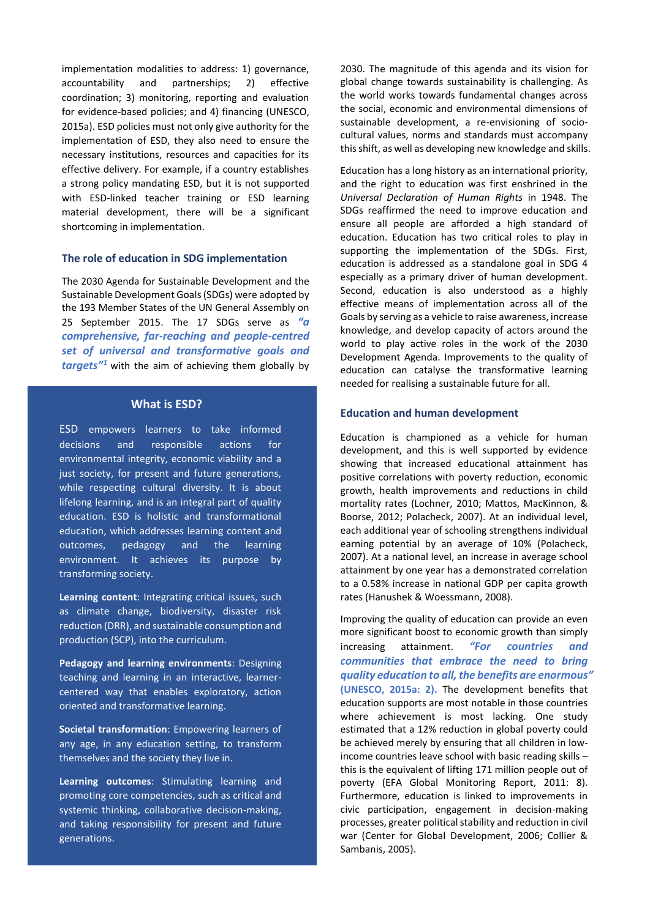implementation modalities to address: 1) governance, accountability and partnerships; 2) effective coordination; 3) monitoring, reporting and evaluation for evidence-based policies; and 4) financing (UNESCO, 2015a). ESD policies must not only give authority for the implementation of ESD, they also need to ensure the necessary institutions, resources and capacities for its effective delivery. For example, if a country establishes a strong policy mandating ESD, but it is not supported with ESD-linked teacher training or ESD learning material development, there will be a significant shortcoming in implementation.

### The role of education in SDG implementation

The 2030 Agenda for Sustainable Development and the Sustainable Development Goals (SDGs) were adopted by the 193 Member States of the UN General Assembly on 25 September 2015. The 17 SDGs serve as ***"a comprehensive, far-reaching and people-centred set of universal and transformative goals and targets"***[1] with the aim of achieving them globally by 2030. The magnitude of this agenda and its vision for global change towards sustainability is challenging. As the world works towards fundamental changes across the social, economic and environmental dimensions of sustainable development, a re-envisioning of socio-cultural values, norms and standards must accompany this shift, as well as developing new knowledge and skills.

Education has a long history as an international priority, and the right to education was first enshrined in the *Universal Declaration of Human Rights* in 1948. The SDGs reaffirmed the need to improve education and ensure all people are afforded a high standard of education. Education has two critical roles to play in supporting the implementation of the SDGs. First, education is addressed as a standalone goal in SDG 4 especially as a primary driver of human development. Second, education is also understood as a highly effective means of implementation across all of the Goals by serving as a vehicle to raise awareness, increase knowledge, and develop capacity of actors around the world to play active roles in the work of the 2030 Development Agenda. Improvements to the quality of education can catalyse the transformative learning needed for realising a sustainable future for all.

### What is ESD?

ESD empowers learners to take informed decisions and responsible actions for environmental integrity, economic viability and a just society, for present and future generations, while respecting cultural diversity. It is about lifelong learning, and is an integral part of quality education. ESD is holistic and transformational education, which addresses learning content and outcomes, pedagogy and the learning environment. It achieves its purpose by transforming society.

**Learning content**: Integrating critical issues, such as climate change, biodiversity, disaster risk reduction (DRR), and sustainable consumption and production (SCP), into the curriculum.

**Pedagogy and learning environments**: Designing teaching and learning in an interactive, learner-centered way that enables exploratory, action oriented and transformative learning.

**Societal transformation**: Empowering learners of any age, in any education setting, to transform themselves and the society they live in.

**Learning outcomes**: Stimulating learning and promoting core competencies, such as critical and systemic thinking, collaborative decision-making, and taking responsibility for present and future generations.

### Education and human development

Education is championed as a vehicle for human development, and this is well supported by evidence showing that increased educational attainment has positive correlations with poverty reduction, economic growth, health improvements and reductions in child mortality rates (Lochner, 2010; Mattos, MacKinnon, & Boorse, 2012; Polacheck, 2007). At an individual level, each additional year of schooling strengthens individual earning potential by an average of 10% (Polacheck, 2007). At a national level, an increase in average school attainment by one year has a demonstrated correlation to a 0.58% increase in national GDP per capita growth rates (Hanushek & Woessmann, 2008).

Improving the quality of education can provide an even more significant boost to economic growth than simply increasing attainment. ***"For countries and communities that embrace the need to bring quality education to all, the benefits are enormous"* (UNESCO, 2015a: 2).** The development benefits that education supports are most notable in those countries where achievement is most lacking. One study estimated that a 12% reduction in global poverty could be achieved merely by ensuring that all children in low-income countries leave school with basic reading skills – this is the equivalent of lifting 171 million people out of poverty (EFA Global Monitoring Report, 2011: 8). Furthermore, education is linked to improvements in civic participation, engagement in decision-making processes, greater political stability and reduction in civil war (Center for Global Development, 2006; Collier & Sambanis, 2005).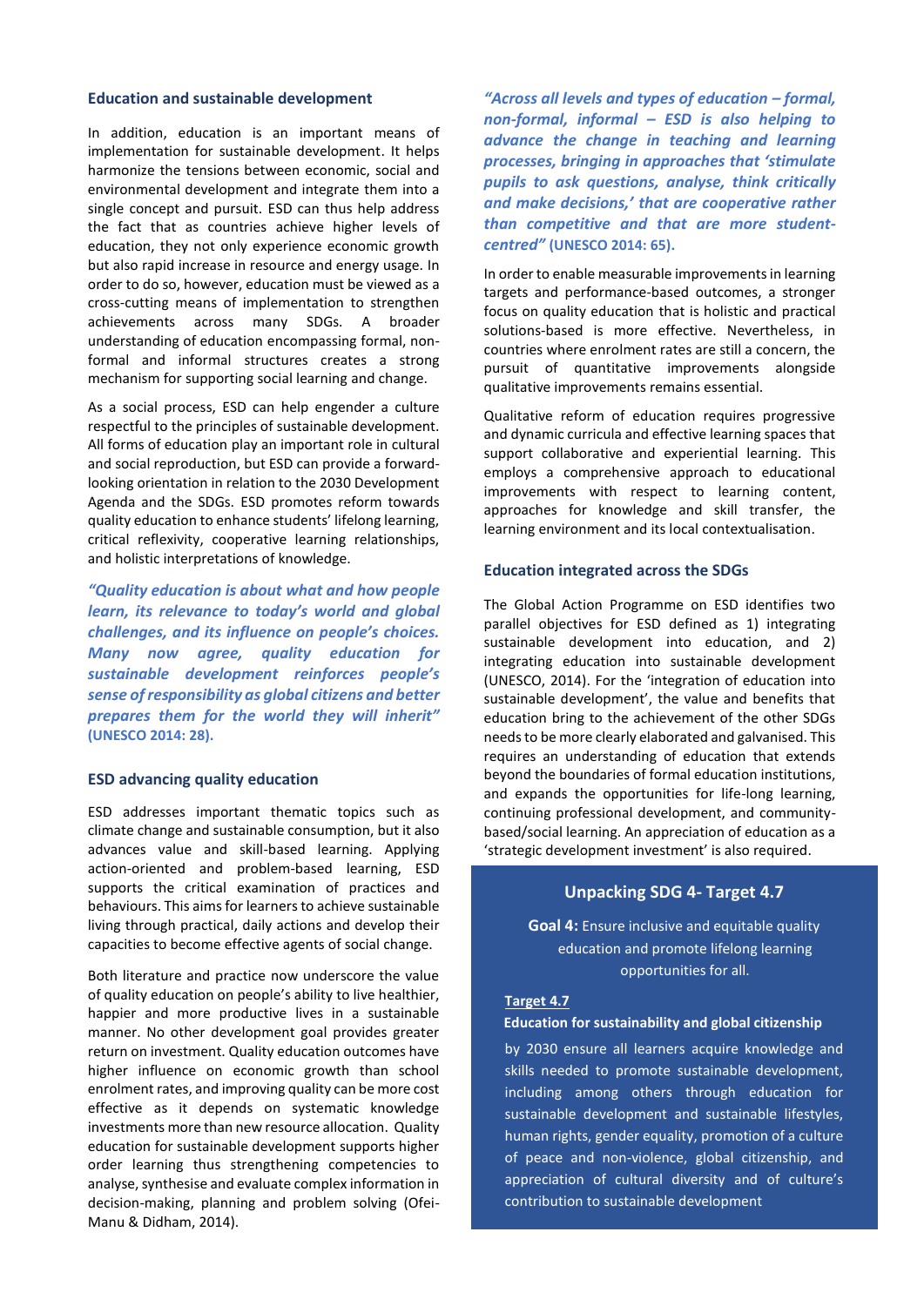### Education and sustainable development

In addition, education is an important means of implementation for sustainable development. It helps harmonize the tensions between economic, social and environmental development and integrate them into a single concept and pursuit. ESD can thus help address the fact that as countries achieve higher levels of education, they not only experience economic growth but also rapid increase in resource and energy usage. In order to do so, however, education must be viewed as a cross-cutting means of implementation to strengthen achievements across many SDGs. A broader understanding of education encompassing formal, non-formal and informal structures creates a strong mechanism for supporting social learning and change.

As a social process, ESD can help engender a culture respectful to the principles of sustainable development. All forms of education play an important role in cultural and social reproduction, but ESD can provide a forward-looking orientation in relation to the 2030 Development Agenda and the SDGs. ESD promotes reform towards quality education to enhance students' lifelong learning, critical reflexivity, cooperative learning relationships, and holistic interpretations of knowledge.

> ***"Quality education is about what and how people learn, its relevance to today's world and global challenges, and its influence on people's choices. Many now agree, quality education for sustainable development reinforces people's sense of responsibility as global citizens and better prepares them for the world they will inherit"*** **(UNESCO 2014: 28).**

### ESD advancing quality education

ESD addresses important thematic topics such as climate change and sustainable consumption, but it also advances value and skill-based learning. Applying action-oriented and problem-based learning, ESD supports the critical examination of practices and behaviours. This aims for learners to achieve sustainable living through practical, daily actions and develop their capacities to become effective agents of social change.

Both literature and practice now underscore the value of quality education on people's ability to live healthier, happier and more productive lives in a sustainable manner. No other development goal provides greater return on investment. Quality education outcomes have higher influence on economic growth than school enrolment rates, and improving quality can be more cost effective as it depends on systematic knowledge investments more than new resource allocation. Quality education for sustainable development supports higher order learning thus strengthening competencies to analyse, synthesise and evaluate complex information in decision-making, planning and problem solving (Ofei-Manu & Didham, 2014).

> ***"Across all levels and types of education – formal, non-formal, informal – ESD is also helping to advance the change in teaching and learning processes, bringing in approaches that 'stimulate pupils to ask questions, analyse, think critically and make decisions,' that are cooperative rather than competitive and that are more student-centred"*** **(UNESCO 2014: 65).**

In order to enable measurable improvements in learning targets and performance-based outcomes, a stronger focus on quality education that is holistic and practical solutions-based is more effective. Nevertheless, in countries where enrolment rates are still a concern, the pursuit of quantitative improvements alongside qualitative improvements remains essential.

Qualitative reform of education requires progressive and dynamic curricula and effective learning spaces that support collaborative and experiential learning. This employs a comprehensive approach to educational improvements with respect to learning content, approaches for knowledge and skill transfer, the learning environment and its local contextualisation.

### Education integrated across the SDGs

The Global Action Programme on ESD identifies two parallel objectives for ESD defined as 1) integrating sustainable development into education, and 2) integrating education into sustainable development (UNESCO, 2014). For the 'integration of education into sustainable development', the value and benefits that education bring to the achievement of the other SDGs needs to be more clearly elaborated and galvanised. This requires an understanding of education that extends beyond the boundaries of formal education institutions, and expands the opportunities for life-long learning, continuing professional development, and community-based/social learning. An appreciation of education as a 'strategic development investment' is also required.

#### Unpacking SDG 4- Target 4.7

**Goal 4:** Ensure inclusive and equitable quality education and promote lifelong learning opportunities for all.

**Target 4.7**

**Education for sustainability and global citizenship**

by 2030 ensure all learners acquire knowledge and skills needed to promote sustainable development, including among others through education for sustainable development and sustainable lifestyles, human rights, gender equality, promotion of a culture of peace and non-violence, global citizenship, and appreciation of cultural diversity and of culture's contribution to sustainable development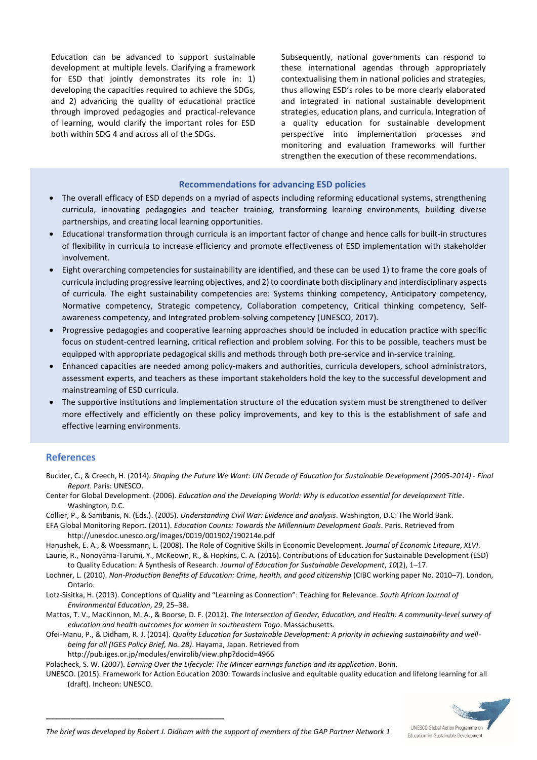Education can be advanced to support sustainable development at multiple levels. Clarifying a framework for ESD that jointly demonstrates its role in: 1) developing the capacities required to achieve the SDGs, and 2) advancing the quality of educational practice through improved pedagogies and practical-relevance of learning, would clarify the important roles for ESD both within SDG 4 and across all of the SDGs.

Subsequently, national governments can respond to these international agendas through appropriately contextualising them in national policies and strategies, thus allowing ESD's roles to be more clearly elaborated and integrated in national sustainable development strategies, education plans, and curricula. Integration of a quality education for sustainable development perspective into implementation processes and monitoring and evaluation frameworks will further strengthen the execution of these recommendations.

### Recommendations for advancing ESD policies

- The overall efficacy of ESD depends on a myriad of aspects including reforming educational systems, strengthening curricula, innovating pedagogies and teacher training, transforming learning environments, building diverse partnerships, and creating local learning opportunities.
- Educational transformation through curricula is an important factor of change and hence calls for built-in structures of flexibility in curricula to increase efficiency and promote effectiveness of ESD implementation with stakeholder involvement.
- Eight overarching competencies for sustainability are identified, and these can be used 1) to frame the core goals of curricula including progressive learning objectives, and 2) to coordinate both disciplinary and interdisciplinary aspects of curricula. The eight sustainability competencies are: Systems thinking competency, Anticipatory competency, Normative competency, Strategic competency, Collaboration competency, Critical thinking competency, Self-awareness competency, and Integrated problem-solving competency (UNESCO, 2017).
- Progressive pedagogies and cooperative learning approaches should be included in education practice with specific focus on student-centred learning, critical reflection and problem solving. For this to be possible, teachers must be equipped with appropriate pedagogical skills and methods through both pre-service and in-service training.
- Enhanced capacities are needed among policy-makers and authorities, curricula developers, school administrators, assessment experts, and teachers as these important stakeholders hold the key to the successful development and mainstreaming of ESD curricula.
- The supportive institutions and implementation structure of the education system must be strengthened to deliver more effectively and efficiently on these policy improvements, and key to this is the establishment of safe and effective learning environments.

## References

Buckler, C., & Creech, H. (2014). *Shaping the Future We Want: UN Decade of Education for Sustainable Development (2005-2014) - Final Report*. Paris: UNESCO.

Center for Global Development. (2006). *Education and the Developing World: Why is education essential for development Title*. Washington, D.C.

Collier, P., & Sambanis, N. (Eds.). (2005). *Understanding Civil War: Evidence and analysis*. Washington, D.C: The World Bank.

EFA Global Monitoring Report. (2011). *Education Counts: Towards the Millennium Development Goals*. Paris. Retrieved from http://unesdoc.unesco.org/images/0019/001902/190214e.pdf

Hanushek, E. A., & Woessmann, L. (2008). The Role of Cognitive Skills in Economic Development. *Journal of Economic Liteaure*, *XLVI*.

Laurie, R., Nonoyama-Tarumi, Y., McKeown, R., & Hopkins, C. A. (2016). Contributions of Education for Sustainable Development (ESD) to Quality Education: A Synthesis of Research. *Journal of Education for Sustainable Development*, *10*(2), 1–17.

Lochner, L. (2010). *Non-Production Benefits of Education: Crime, health, and good citizenship* (CIBC working paper No. 2010–7). London, Ontario.

Lotz-Sisitka, H. (2013). Conceptions of Quality and "Learning as Connection": Teaching for Relevance. *South African Journal of Environmental Education*, *29*, 25–38.

Mattos, T. V., MacKinnon, M. A., & Boorse, D. F. (2012). *The Intersection of Gender, Education, and Health: A community-level survey of education and health outcomes for women in southeastern Togo*. Massachusetts.

Ofei-Manu, P., & Didham, R. J. (2014). *Quality Education for Sustainable Development: A priority in achieving sustainability and well-being for all (IGES Policy Brief, No. 28)*. Hayama, Japan. Retrieved from http://pub.iges.or.jp/modules/envirolib/view.php?docid=4966

Polacheck, S. W. (2007). *Earning Over the Lifecycle: The Mincer earnings function and its application*. Bonn.

UNESCO. (2015). Framework for Action Education 2030: Towards inclusive and equitable quality education and lifelong learning for all (draft). Incheon: UNESCO.

---

*The brief was developed by Robert J. Didham with the support of members of the GAP Partner Network 1*

UNESCO Global Action Programme on Education for Sustainable Development